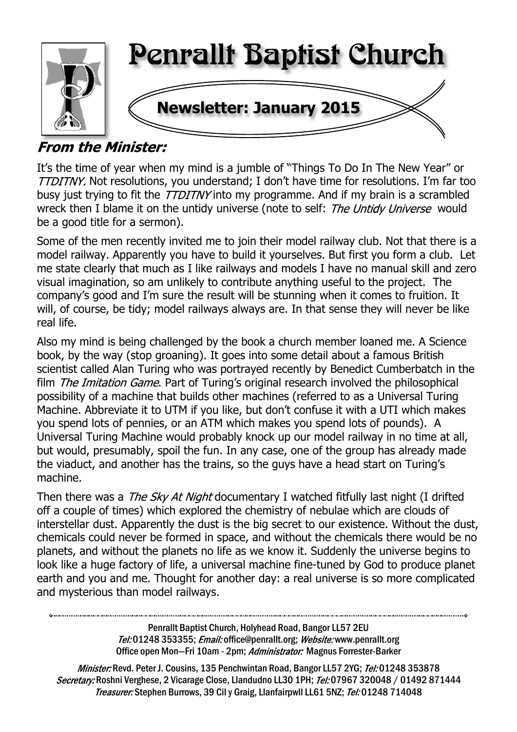# Penrallt Baptist Church

## Newsletter: January 2015

### *From the Minister:*

It's the time of year when my mind is a jumble of "Things To Do In The New Year" or *TTDITNY.* Not resolutions, you understand; I don't have time for resolutions. I'm far too busy just trying to fit the *TTDITNY* into my programme. And if my brain is a scrambled wreck then I blame it on the untidy universe (note to self: *The Untidy Universe* would be a good title for a sermon).

Some of the men recently invited me to join their model railway club. Not that there is a model railway. Apparently you have to build it yourselves. But first you form a club. Let me state clearly that much as I like railways and models I have no manual skill and zero visual imagination, so am unlikely to contribute anything useful to the project. The company's good and I'm sure the result will be stunning when it comes to fruition. It will, of course, be tidy; model railways always are. In that sense they will never be like real life.

Also my mind is being challenged by the book a church member loaned me. A Science book, by the way (stop groaning). It goes into some detail about a famous British scientist called Alan Turing who was portrayed recently by Benedict Cumberbatch in the film *The Imitation Game*. Part of Turing's original research involved the philosophical possibility of a machine that builds other machines (referred to as a Universal Turing Machine. Abbreviate it to UTM if you like, but don't confuse it with a UTI which makes you spend lots of pennies, or an ATM which makes you spend lots of pounds). A Universal Turing Machine would probably knock up our model railway in no time at all, but would, presumably, spoil the fun. In any case, one of the group has already made the viaduct, and another has the trains, so the guys have a head start on Turing's machine.

Then there was a *The Sky At Night* documentary I watched fitfully last night (I drifted off a couple of times) which explored the chemistry of nebulae which are clouds of interstellar dust. Apparently the dust is the big secret to our existence. Without the dust, chemicals could never be formed in space, and without the chemicals there would be no planets, and without the planets no life as we know it. Suddenly the universe begins to look like a huge factory of life, a universal machine fine-tuned by God to produce planet earth and you and me. Thought for another day: a real universe is so more complicated and mysterious than model railways.

---

Penrallt Baptist Church, Holyhead Road, Bangor LL57 2EU
*Tel:* 01248 353355; *Email:* office@penrallt.org; *Website:* www.penrallt.org
Office open Mon—Fri 10am - 2pm; *Administrator:* Magnus Forrester-Barker

*Minister:* Revd. Peter J. Cousins, 135 Penchwintan Road, Bangor LL57 2YG; *Tel:* 01248 353878
*Secretary:* Roshni Verghese, 2 Vicarage Close, Llandudno LL30 1PH; *Tel:* 07967 320048 / 01492 871444
*Treasurer:* Stephen Burrows, 39 Cil y Graig, Llanfairpwll LL61 5NZ; *Tel:* 01248 714048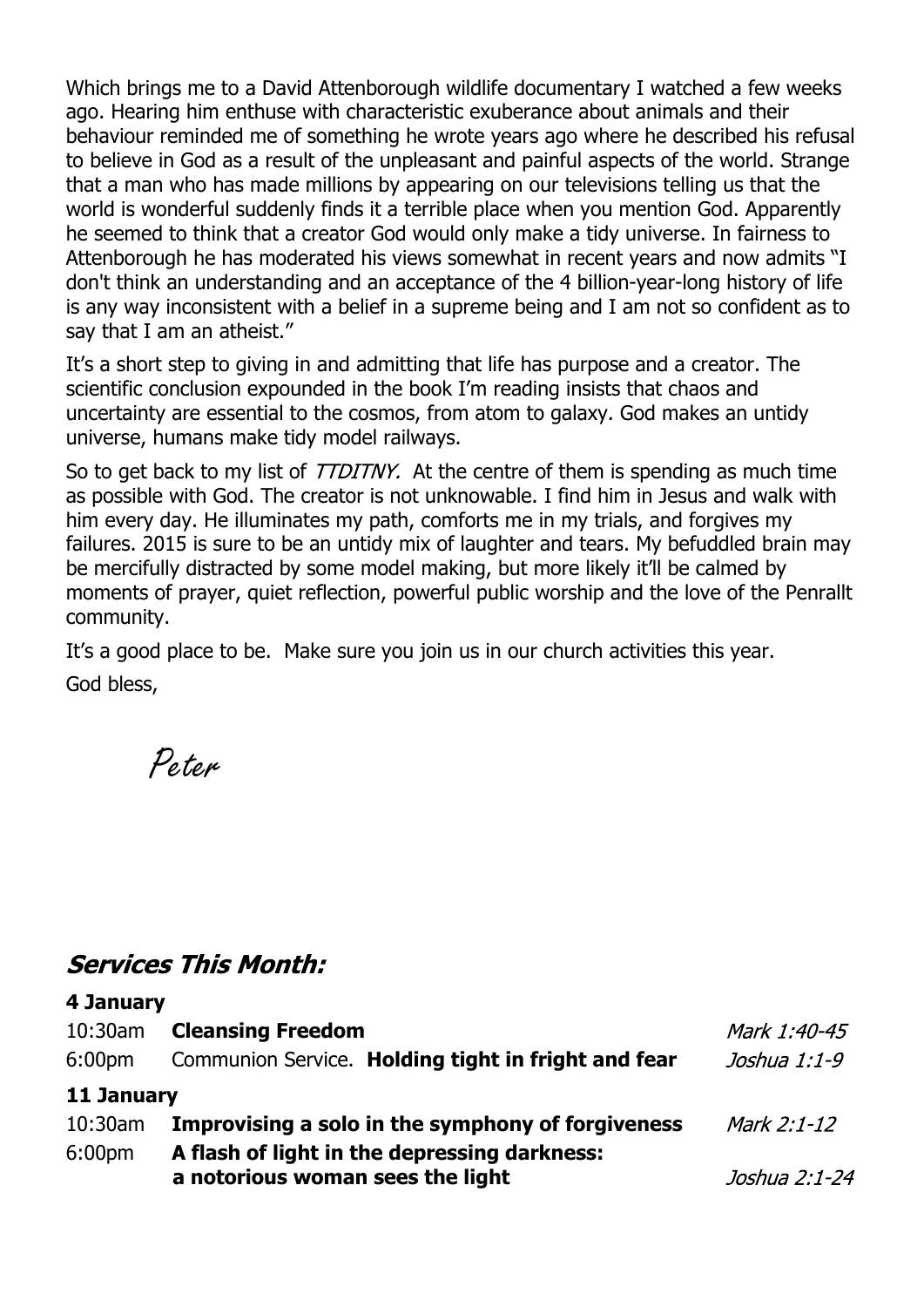Which brings me to a David Attenborough wildlife documentary I watched a few weeks ago. Hearing him enthuse with characteristic exuberance about animals and their behaviour reminded me of something he wrote years ago where he described his refusal to believe in God as a result of the unpleasant and painful aspects of the world. Strange that a man who has made millions by appearing on our televisions telling us that the world is wonderful suddenly finds it a terrible place when you mention God. Apparently he seemed to think that a creator God would only make a tidy universe. In fairness to Attenborough he has moderated his views somewhat in recent years and now admits "I don't think an understanding and an acceptance of the 4 billion-year-long history of life is any way inconsistent with a belief in a supreme being and I am not so confident as to say that I am an atheist."

It's a short step to giving in and admitting that life has purpose and a creator. The scientific conclusion expounded in the book I'm reading insists that chaos and uncertainty are essential to the cosmos, from atom to galaxy. God makes an untidy universe, humans make tidy model railways.

So to get back to my list of *TTDITNY.* At the centre of them is spending as much time as possible with God. The creator is not unknowable. I find him in Jesus and walk with him every day. He illuminates my path, comforts me in my trials, and forgives my failures. 2015 is sure to be an untidy mix of laughter and tears. My befuddled brain may be mercifully distracted by some model making, but more likely it'll be calmed by moments of prayer, quiet reflection, powerful public worship and the love of the Penrallt community.

It's a good place to be. Make sure you join us in our church activities this year.

God bless,

*Peter*

## *Services This Month:*

**4 January**

| | | |
|---|---|---|
| 10:30am | **Cleansing Freedom** | *Mark 1:40-45* |
| 6:00pm | Communion Service. **Holding tight in fright and fear** | *Joshua 1:1-9* |

**11 January**

| | | |
|---|---|---|
| 10:30am | **Improvising a solo in the symphony of forgiveness** | *Mark 2:1-12* |
| 6:00pm | **A flash of light in the depressing darkness: a notorious woman sees the light** | *Joshua 2:1-24* |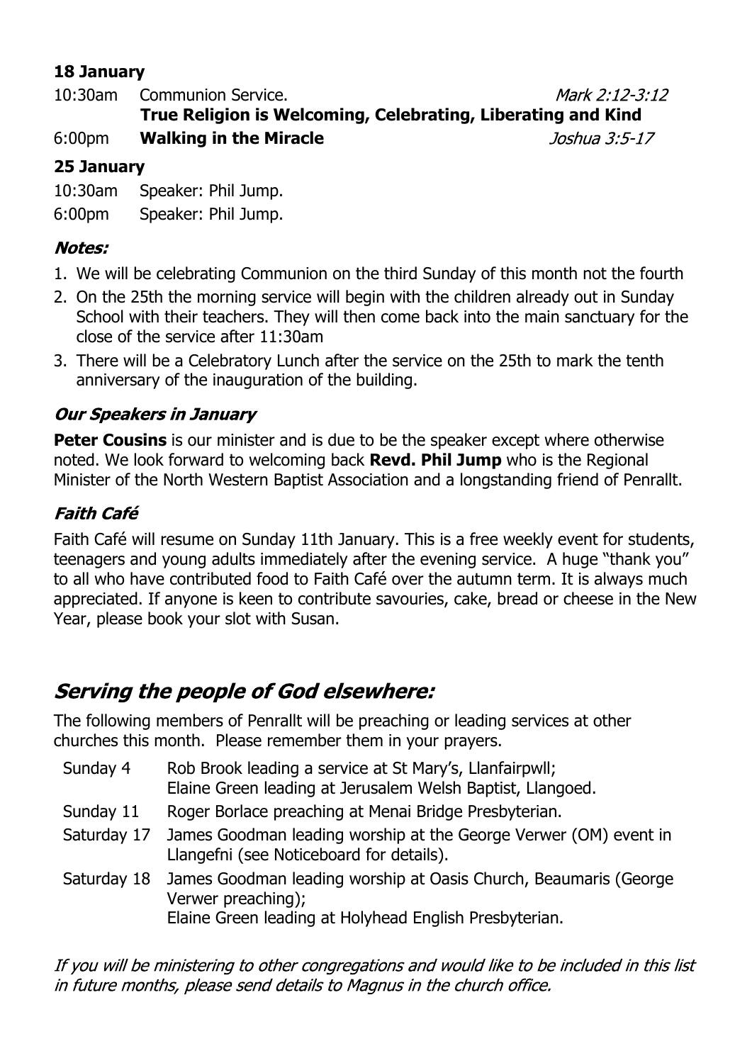**18 January**

10:30am Communion Service. *Mark 2:12-3:12*

**True Religion is Welcoming, Celebrating, Liberating and Kind**

6:00pm **Walking in the Miracle** *Joshua 3:5-17*

**25 January**

10:30am Speaker: Phil Jump.

6:00pm Speaker: Phil Jump.

***Notes:***

1. We will be celebrating Communion on the third Sunday of this month not the fourth
2. On the 25th the morning service will begin with the children already out in Sunday School with their teachers. They will then come back into the main sanctuary for the close of the service after 11:30am
3. There will be a Celebratory Lunch after the service on the 25th to mark the tenth anniversary of the inauguration of the building.

### *Our Speakers in January*

**Peter Cousins** is our minister and is due to be the speaker except where otherwise noted. We look forward to welcoming back **Revd. Phil Jump** who is the Regional Minister of the North Western Baptist Association and a longstanding friend of Penrallt.

### *Faith Café*

Faith Café will resume on Sunday 11th January. This is a free weekly event for students, teenagers and young adults immediately after the evening service. A huge "thank you" to all who have contributed food to Faith Café over the autumn term. It is always much appreciated. If anyone is keen to contribute savouries, cake, bread or cheese in the New Year, please book your slot with Susan.

## *Serving the people of God elsewhere:*

The following members of Penrallt will be preaching or leading services at other churches this month. Please remember them in your prayers.

| | |
|---|---|
| Sunday 4 | Rob Brook leading a service at St Mary's, Llanfairpwll; Elaine Green leading at Jerusalem Welsh Baptist, Llangoed. |
| Sunday 11 | Roger Borlace preaching at Menai Bridge Presbyterian. |
| Saturday 17 | James Goodman leading worship at the George Verwer (OM) event in Llangefni (see Noticeboard for details). |
| Saturday 18 | James Goodman leading worship at Oasis Church, Beaumaris (George Verwer preaching); Elaine Green leading at Holyhead English Presbyterian. |

*If you will be ministering to other congregations and would like to be included in this list in future months, please send details to Magnus in the church office.*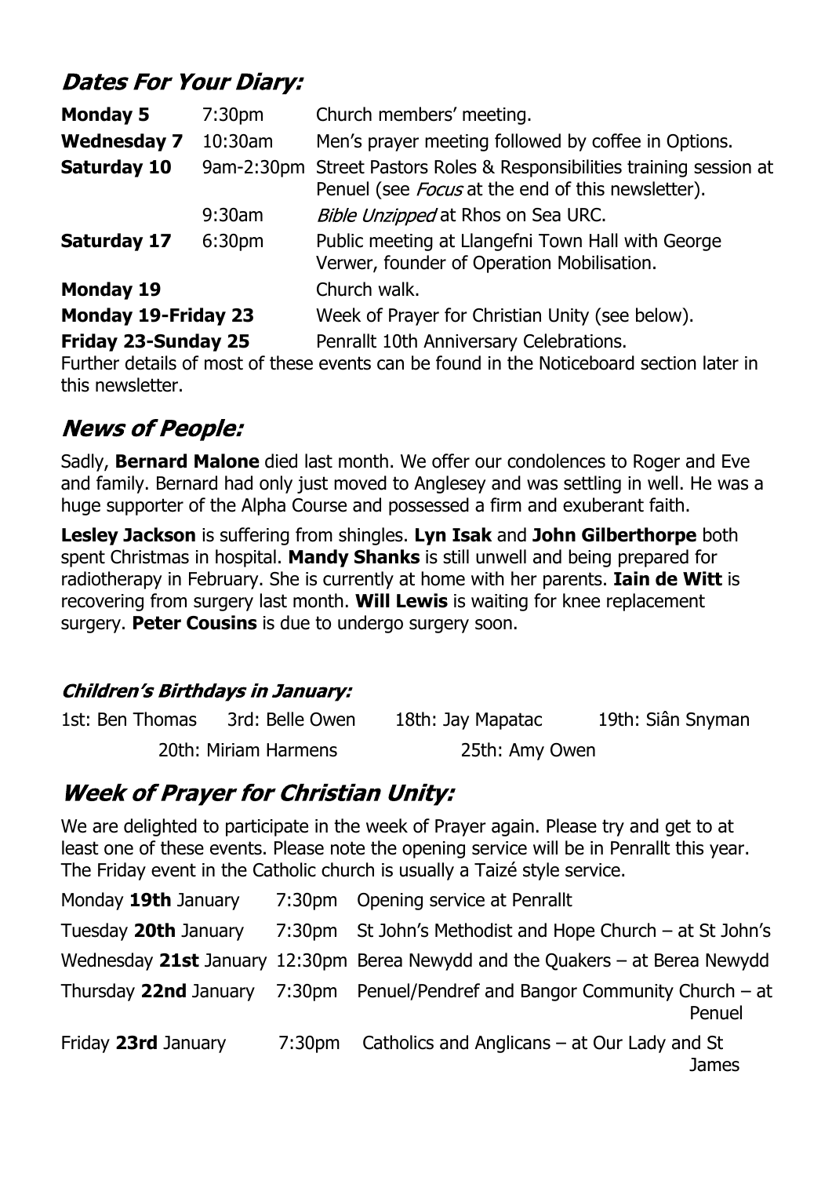## *Dates For Your Diary:*

| | | |
|---|---|---|
| **Monday 5** | 7:30pm | Church members' meeting. |
| **Wednesday 7** | 10:30am | Men's prayer meeting followed by coffee in Options. |
| **Saturday 10** | 9am-2:30pm | Street Pastors Roles & Responsibilities training session at Penuel (see *Focus* at the end of this newsletter). |
| | 9:30am | *Bible Unzipped* at Rhos on Sea URC. |
| **Saturday 17** | 6:30pm | Public meeting at Llangefni Town Hall with George Verwer, founder of Operation Mobilisation. |
| **Monday 19** | | Church walk. |
| **Monday 19-Friday 23** | | Week of Prayer for Christian Unity (see below). |
| **Friday 23-Sunday 25** | | Penrallt 10th Anniversary Celebrations. |

Further details of most of these events can be found in the Noticeboard section later in this newsletter.

## *News of People:*

Sadly, **Bernard Malone** died last month. We offer our condolences to Roger and Eve and family. Bernard had only just moved to Anglesey and was settling in well. He was a huge supporter of the Alpha Course and possessed a firm and exuberant faith.

**Lesley Jackson** is suffering from shingles. **Lyn Isak** and **John Gilberthorpe** both spent Christmas in hospital. **Mandy Shanks** is still unwell and being prepared for radiotherapy in February. She is currently at home with her parents. **Iain de Witt** is recovering from surgery last month. **Will Lewis** is waiting for knee replacement surgery. **Peter Cousins** is due to undergo surgery soon.

### *Children's Birthdays in January:*

1st: Ben Thomas 3rd: Belle Owen 18th: Jay Mapatac 19th: Siân Snyman

20th: Miriam Harmens 25th: Amy Owen

## *Week of Prayer for Christian Unity:*

We are delighted to participate in the week of Prayer again. Please try and get to at least one of these events. Please note the opening service will be in Penrallt this year. The Friday event in the Catholic church is usually a Taizé style service.

| | | |
|---|---|---|
| Monday **19th** January | 7:30pm | Opening service at Penrallt |
| Tuesday **20th** January | 7:30pm | St John's Methodist and Hope Church – at St John's |
| Wednesday **21st** January | 12:30pm | Berea Newydd and the Quakers – at Berea Newydd |
| Thursday **22nd** January | 7:30pm | Penuel/Pendref and Bangor Community Church – at Penuel |
| Friday **23rd** January | 7:30pm | Catholics and Anglicans – at Our Lady and St James |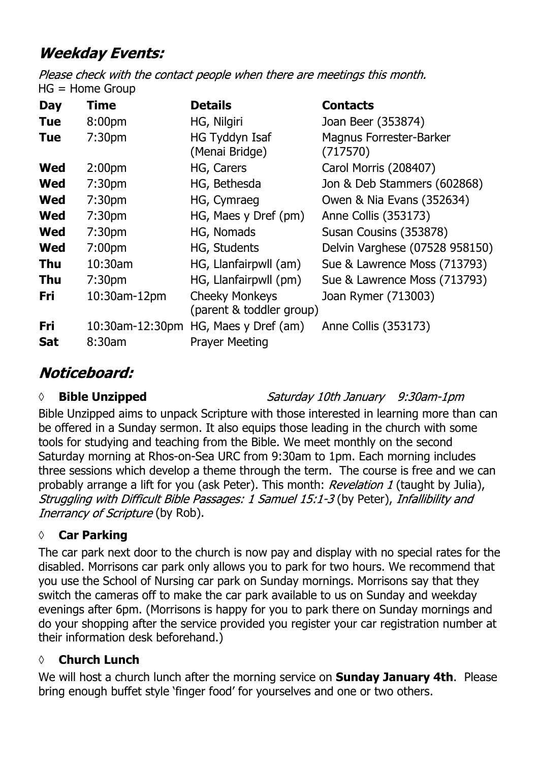## *Weekday Events:*

*Please check with the contact people when there are meetings this month.*
HG = Home Group

| Day | Time | Details | Contacts |
|---|---|---|---|
| **Tue** | 8:00pm | HG, Nilgiri | Joan Beer (353874) |
| **Tue** | 7:30pm | HG Tyddyn Isaf (Menai Bridge) | Magnus Forrester-Barker (717570) |
| **Wed** | 2:00pm | HG, Carers | Carol Morris (208407) |
| **Wed** | 7:30pm | HG, Bethesda | Jon & Deb Stammers (602868) |
| **Wed** | 7:30pm | HG, Cymraeg | Owen & Nia Evans (352634) |
| **Wed** | 7:30pm | HG, Maes y Dref (pm) | Anne Collis (353173) |
| **Wed** | 7:30pm | HG, Nomads | Susan Cousins (353878) |
| **Wed** | 7:00pm | HG, Students | Delvin Varghese (07528 958150) |
| **Thu** | 10:30am | HG, Llanfairpwll (am) | Sue & Lawrence Moss (713793) |
| **Thu** | 7:30pm | HG, Llanfairpwll (pm) | Sue & Lawrence Moss (713793) |
| **Fri** | 10:30am-12pm | Cheeky Monkeys (parent & toddler group) | Joan Rymer (713003) |
| **Fri** | 10:30am-12:30pm | HG, Maes y Dref (am) | Anne Collis (353173) |
| **Sat** | 8:30am | Prayer Meeting | |

## *Noticeboard:*

◊ **Bible Unzipped** *Saturday 10th January 9:30am-1pm*

Bible Unzipped aims to unpack Scripture with those interested in learning more than can be offered in a Sunday sermon. It also equips those leading in the church with some tools for studying and teaching from the Bible. We meet monthly on the second Saturday morning at Rhos-on-Sea URC from 9:30am to 1pm. Each morning includes three sessions which develop a theme through the term. The course is free and we can probably arrange a lift for you (ask Peter). This month: *Revelation 1* (taught by Julia), *Struggling with Difficult Bible Passages: 1 Samuel 15:1-3* (by Peter), *Infallibility and Inerrancy of Scripture* (by Rob).

◊ **Car Parking**

The car park next door to the church is now pay and display with no special rates for the disabled. Morrisons car park only allows you to park for two hours. We recommend that you use the School of Nursing car park on Sunday mornings. Morrisons say that they switch the cameras off to make the car park available to us on Sunday and weekday evenings after 6pm. (Morrisons is happy for you to park there on Sunday mornings and do your shopping after the service provided you register your car registration number at their information desk beforehand.)

◊ **Church Lunch**

We will host a church lunch after the morning service on **Sunday January 4th**. Please bring enough buffet style 'finger food' for yourselves and one or two others.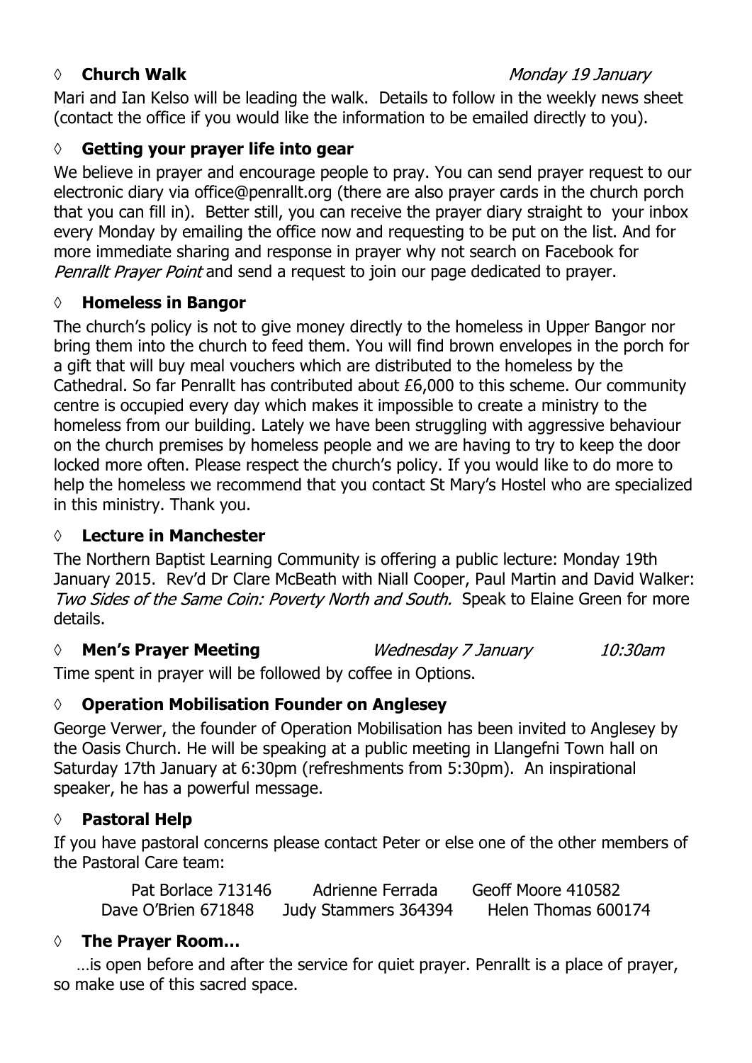◊ **Church Walk** *Monday 19 January*

Mari and Ian Kelso will be leading the walk. Details to follow in the weekly news sheet (contact the office if you would like the information to be emailed directly to you).

◊ **Getting your prayer life into gear**

We believe in prayer and encourage people to pray. You can send prayer request to our electronic diary via office@penrallt.org (there are also prayer cards in the church porch that you can fill in). Better still, you can receive the prayer diary straight to your inbox every Monday by emailing the office now and requesting to be put on the list. And for more immediate sharing and response in prayer why not search on Facebook for *Penrallt Prayer Point* and send a request to join our page dedicated to prayer.

◊ **Homeless in Bangor**

The church's policy is not to give money directly to the homeless in Upper Bangor nor bring them into the church to feed them. You will find brown envelopes in the porch for a gift that will buy meal vouchers which are distributed to the homeless by the Cathedral. So far Penrallt has contributed about £6,000 to this scheme. Our community centre is occupied every day which makes it impossible to create a ministry to the homeless from our building. Lately we have been struggling with aggressive behaviour on the church premises by homeless people and we are having to try to keep the door locked more often. Please respect the church's policy. If you would like to do more to help the homeless we recommend that you contact St Mary's Hostel who are specialized in this ministry. Thank you.

◊ **Lecture in Manchester**

The Northern Baptist Learning Community is offering a public lecture: Monday 19th January 2015. Rev'd Dr Clare McBeath with Niall Cooper, Paul Martin and David Walker: *Two Sides of the Same Coin: Poverty North and South.* Speak to Elaine Green for more details.

◊ **Men's Prayer Meeting** *Wednesday 7 January* *10:30am*

Time spent in prayer will be followed by coffee in Options.

◊ **Operation Mobilisation Founder on Anglesey**

George Verwer, the founder of Operation Mobilisation has been invited to Anglesey by the Oasis Church. He will be speaking at a public meeting in Llangefni Town hall on Saturday 17th January at 6:30pm (refreshments from 5:30pm). An inspirational speaker, he has a powerful message.

◊ **Pastoral Help**

If you have pastoral concerns please contact Peter or else one of the other members of the Pastoral Care team:

| | | |
|---|---|---|
| Pat Borlace 713146 | Adrienne Ferrada | Geoff Moore 410582 |
| Dave O'Brien 671848 | Judy Stammers 364394 | Helen Thomas 600174 |

◊ **The Prayer Room…**

…is open before and after the service for quiet prayer. Penrallt is a place of prayer, so make use of this sacred space.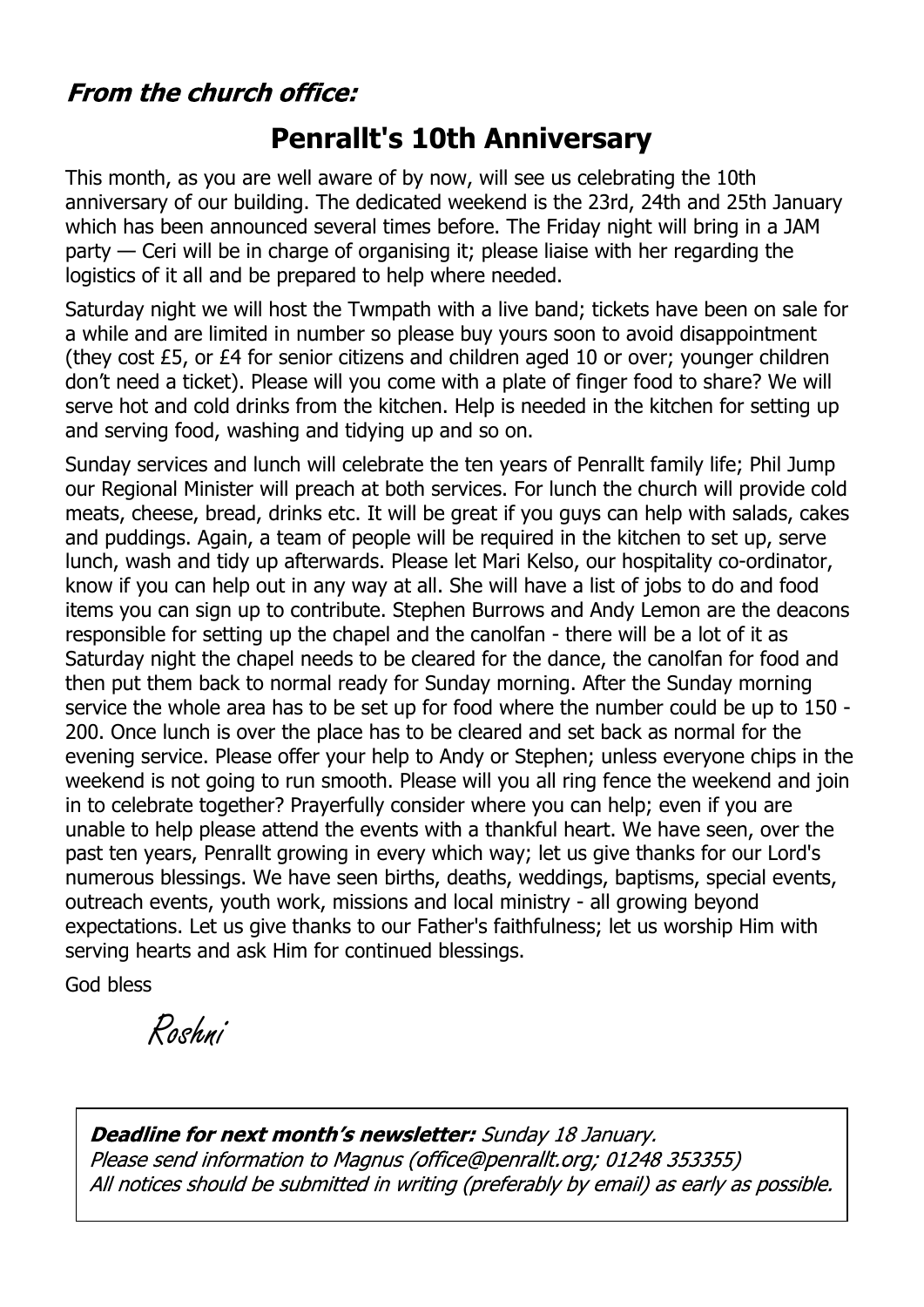***From the church office:***

## Penrallt's 10th Anniversary

This month, as you are well aware of by now, will see us celebrating the 10th anniversary of our building. The dedicated weekend is the 23rd, 24th and 25th January which has been announced several times before. The Friday night will bring in a JAM party — Ceri will be in charge of organising it; please liaise with her regarding the logistics of it all and be prepared to help where needed.

Saturday night we will host the Twmpath with a live band; tickets have been on sale for a while and are limited in number so please buy yours soon to avoid disappointment (they cost £5, or £4 for senior citizens and children aged 10 or over; younger children don't need a ticket). Please will you come with a plate of finger food to share? We will serve hot and cold drinks from the kitchen. Help is needed in the kitchen for setting up and serving food, washing and tidying up and so on.

Sunday services and lunch will celebrate the ten years of Penrallt family life; Phil Jump our Regional Minister will preach at both services. For lunch the church will provide cold meats, cheese, bread, drinks etc. It will be great if you guys can help with salads, cakes and puddings. Again, a team of people will be required in the kitchen to set up, serve lunch, wash and tidy up afterwards. Please let Mari Kelso, our hospitality co-ordinator, know if you can help out in any way at all. She will have a list of jobs to do and food items you can sign up to contribute. Stephen Burrows and Andy Lemon are the deacons responsible for setting up the chapel and the canolfan - there will be a lot of it as Saturday night the chapel needs to be cleared for the dance, the canolfan for food and then put them back to normal ready for Sunday morning. After the Sunday morning service the whole area has to be set up for food where the number could be up to 150 - 200. Once lunch is over the place has to be cleared and set back as normal for the evening service. Please offer your help to Andy or Stephen; unless everyone chips in the weekend is not going to run smooth. Please will you all ring fence the weekend and join in to celebrate together? Prayerfully consider where you can help; even if you are unable to help please attend the events with a thankful heart. We have seen, over the past ten years, Penrallt growing in every which way; let us give thanks for our Lord's numerous blessings. We have seen births, deaths, weddings, baptisms, special events, outreach events, youth work, missions and local ministry - all growing beyond expectations. Let us give thanks to our Father's faithfulness; let us worship Him with serving hearts and ask Him for continued blessings.

God bless

*Roshni*

***Deadline for next month's newsletter:*** *Sunday 18 January.*
*Please send information to Magnus (office@penrallt.org; 01248 353355)*
*All notices should be submitted in writing (preferably by email) as early as possible.*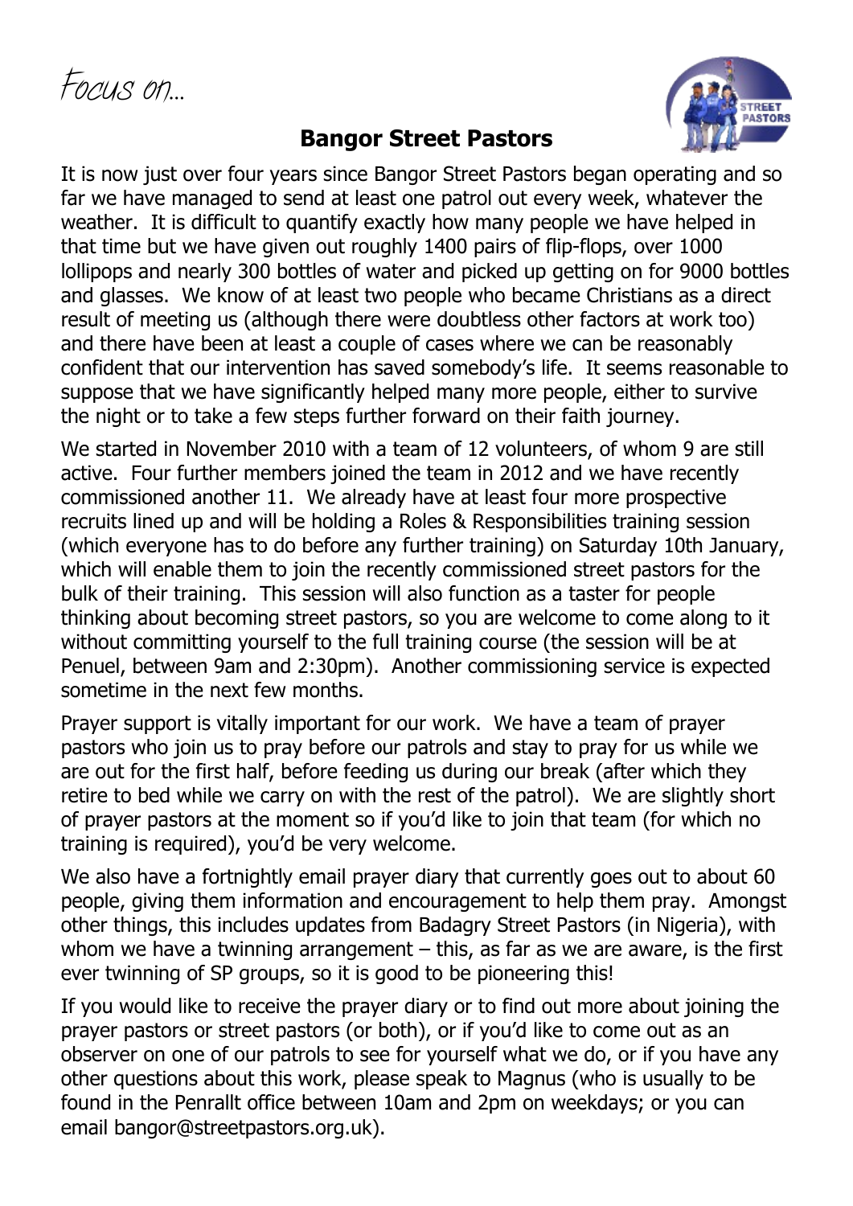*Focus on...*

## Bangor Street Pastors

It is now just over four years since Bangor Street Pastors began operating and so far we have managed to send at least one patrol out every week, whatever the weather. It is difficult to quantify exactly how many people we have helped in that time but we have given out roughly 1400 pairs of flip-flops, over 1000 lollipops and nearly 300 bottles of water and picked up getting on for 9000 bottles and glasses. We know of at least two people who became Christians as a direct result of meeting us (although there were doubtless other factors at work too) and there have been at least a couple of cases where we can be reasonably confident that our intervention has saved somebody's life. It seems reasonable to suppose that we have significantly helped many more people, either to survive the night or to take a few steps further forward on their faith journey.

We started in November 2010 with a team of 12 volunteers, of whom 9 are still active. Four further members joined the team in 2012 and we have recently commissioned another 11. We already have at least four more prospective recruits lined up and will be holding a Roles & Responsibilities training session (which everyone has to do before any further training) on Saturday 10th January, which will enable them to join the recently commissioned street pastors for the bulk of their training. This session will also function as a taster for people thinking about becoming street pastors, so you are welcome to come along to it without committing yourself to the full training course (the session will be at Penuel, between 9am and 2:30pm). Another commissioning service is expected sometime in the next few months.

Prayer support is vitally important for our work. We have a team of prayer pastors who join us to pray before our patrols and stay to pray for us while we are out for the first half, before feeding us during our break (after which they retire to bed while we carry on with the rest of the patrol). We are slightly short of prayer pastors at the moment so if you'd like to join that team (for which no training is required), you'd be very welcome.

We also have a fortnightly email prayer diary that currently goes out to about 60 people, giving them information and encouragement to help them pray. Amongst other things, this includes updates from Badagry Street Pastors (in Nigeria), with whom we have a twinning arrangement – this, as far as we are aware, is the first ever twinning of SP groups, so it is good to be pioneering this!

If you would like to receive the prayer diary or to find out more about joining the prayer pastors or street pastors (or both), or if you'd like to come out as an observer on one of our patrols to see for yourself what we do, or if you have any other questions about this work, please speak to Magnus (who is usually to be found in the Penrallt office between 10am and 2pm on weekdays; or you can email bangor@streetpastors.org.uk).